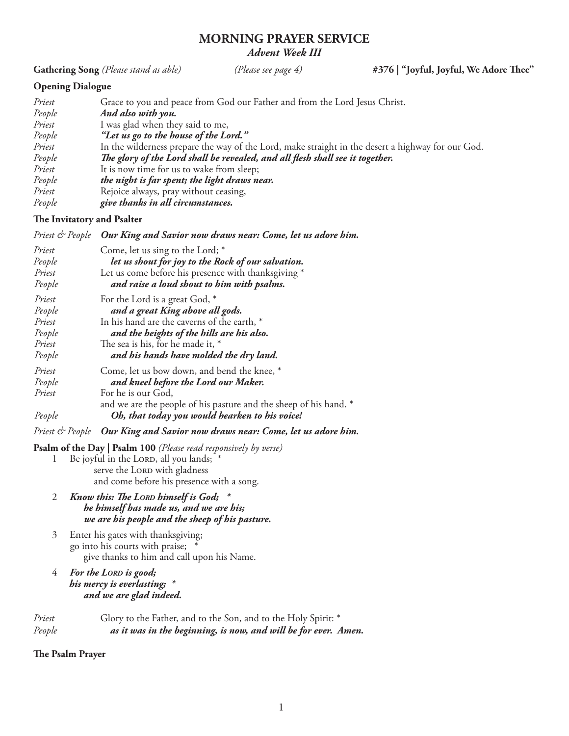# MORNING PRAYER SERVICE

***Advent Week III***

**Gathering Song** *(Please stand as able)* *(Please see page 4)* **#376 | "Joyful, Joyful, We Adore Thee"**

**Opening Dialogue**

*Priest* Grace to you and peace from God our Father and from the Lord Jesus Christ.
*People* ***And also with you.***
*Priest* I was glad when they said to me,
*People* ***"Let us go to the house of the Lord."***
*Priest* In the wilderness prepare the way of the Lord, make straight in the desert a highway for our God.
*People* ***The glory of the Lord shall be revealed, and all flesh shall see it together.***
*Priest* It is now time for us to wake from sleep;
*People* ***the night is far spent; the light draws near.***
*Priest* Rejoice always, pray without ceasing,
*People* ***give thanks in all circumstances.***

**The Invitatory and Psalter**

*Priest & People* ***Our King and Savior now draws near: Come, let us adore him.***

*Priest* Come, let us sing to the Lord; *
*People* ***let us shout for joy to the Rock of our salvation.***
*Priest* Let us come before his presence with thanksgiving *
*People* ***and raise a loud shout to him with psalms.***

*Priest* For the Lord is a great God, *
*People* ***and a great King above all gods.***
*Priest* In his hand are the caverns of the earth, *
*People* ***and the heights of the hills are his also.***
*Priest* The sea is his, for he made it, *
*People* ***and his hands have molded the dry land.***

*Priest* Come, let us bow down, and bend the knee, *
*People* ***and kneel before the Lord our Maker.***
*Priest* For he is our God,
and we are the people of his pasture and the sheep of his hand. *
*People* ***Oh, that today you would hearken to his voice!***

*Priest & People* ***Our King and Savior now draws near: Come, let us adore him.***

**Psalm of the Day | Psalm 100** *(Please read responsively by verse)*

1 Be joyful in the LORD, all you lands; *
serve the LORD with gladness
and come before his presence with a song.

2 ***Know this: The LORD himself is God; ****
***he himself has made us, and we are his;***
***we are his people and the sheep of his pasture.***

3 Enter his gates with thanksgiving;
go into his courts with praise; *
give thanks to him and call upon his Name.

4 ***For the LORD is good;***
***his mercy is everlasting; ****
***and we are glad indeed.***

*Priest* Glory to the Father, and to the Son, and to the Holy Spirit: *
*People* ***as it was in the beginning, is now, and will be for ever. Amen.***

**The Psalm Prayer**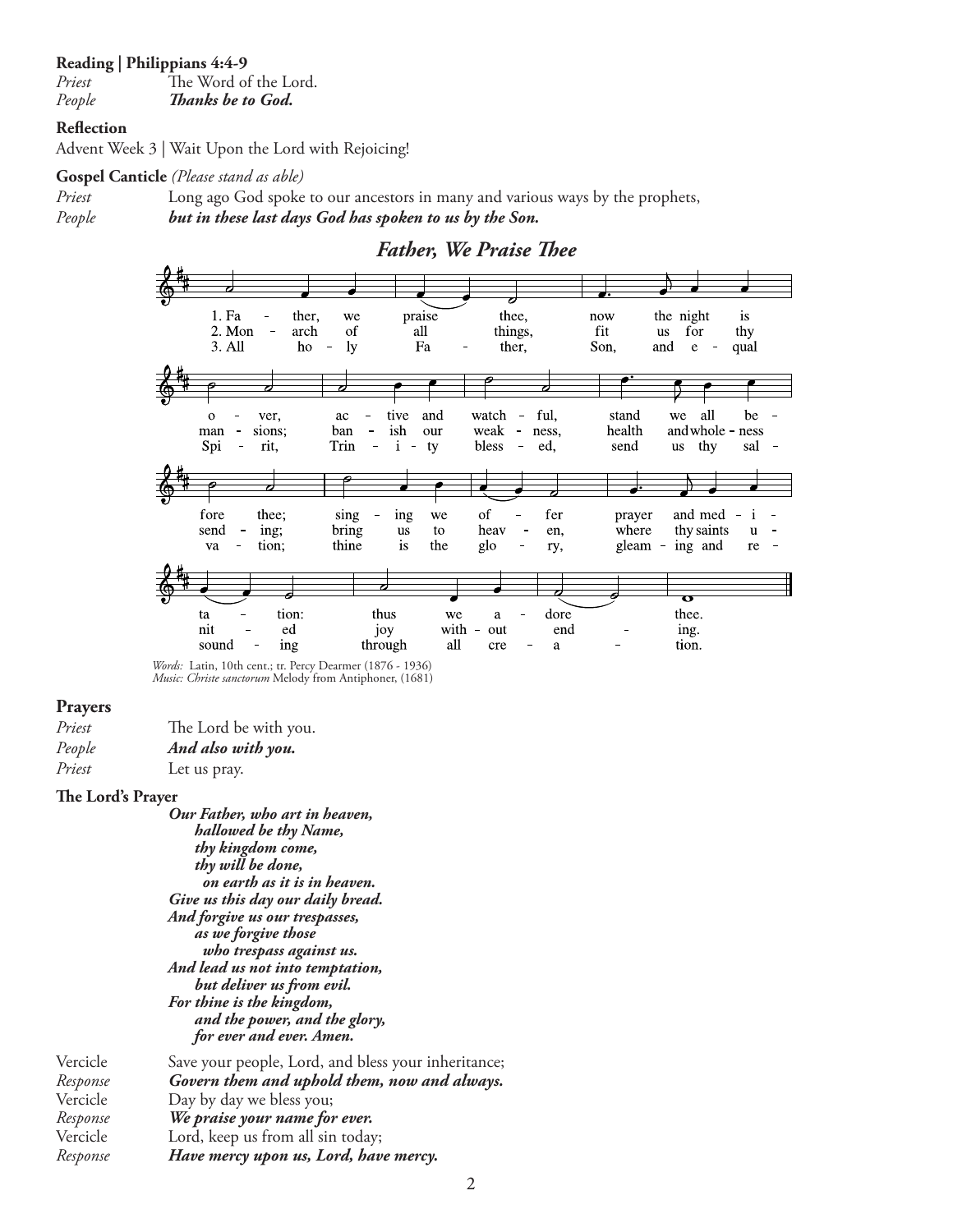**Reading | Philippians 4:4-9**

*Priest* The Word of the Lord.
*People* ***Thanks be to God.***

**Reflection**

Advent Week 3 | Wait Upon the Lord with Rejoicing!

**Gospel Canticle** *(Please stand as able)*

*Priest* Long ago God spoke to our ancestors in many and various ways by the prophets,
*People* ***but in these last days God has spoken to us by the Son.***

***Father, We Praise Thee***

1. Father, we praise thee, now the night is over, active and watchful, stand we all before thee; singing we offer prayer and meditation: thus we adore thee.

2. Monarch of all things, fit us for thy mansions; banish our weakness, health and wholeness sending; bring us to heaven, where thy saints united joy without ending.

3. All holy Father, Son, and equal Spirit, Trinity blessed, send us thy salvation; thine is the glory, gleaming and resounding through all creation.

*Words:* Latin, 10th cent.; tr. Percy Dearmer (1876 - 1936)
*Music: Christe sanctorum* Melody from Antiphoner, (1681)

## Prayers

*Priest* The Lord be with you.
*People* ***And also with you.***
*Priest* Let us pray.

**The Lord's Prayer**

***Our Father, who art in heaven,***
***hallowed be thy Name,***
***thy kingdom come,***
***thy will be done,***
***on earth as it is in heaven.***
***Give us this day our daily bread.***
***And forgive us our trespasses,***
***as we forgive those***
***who trespass against us.***
***And lead us not into temptation,***
***but deliver us from evil.***
***For thine is the kingdom,***
***and the power, and the glory,***
***for ever and ever. Amen.***

Vercicle Save your people, Lord, and bless your inheritance;
*Response* ***Govern them and uphold them, now and always.***
Vercicle Day by day we bless you;
*Response* ***We praise your name for ever.***
Vercicle Lord, keep us from all sin today;
*Response* ***Have mercy upon us, Lord, have mercy.***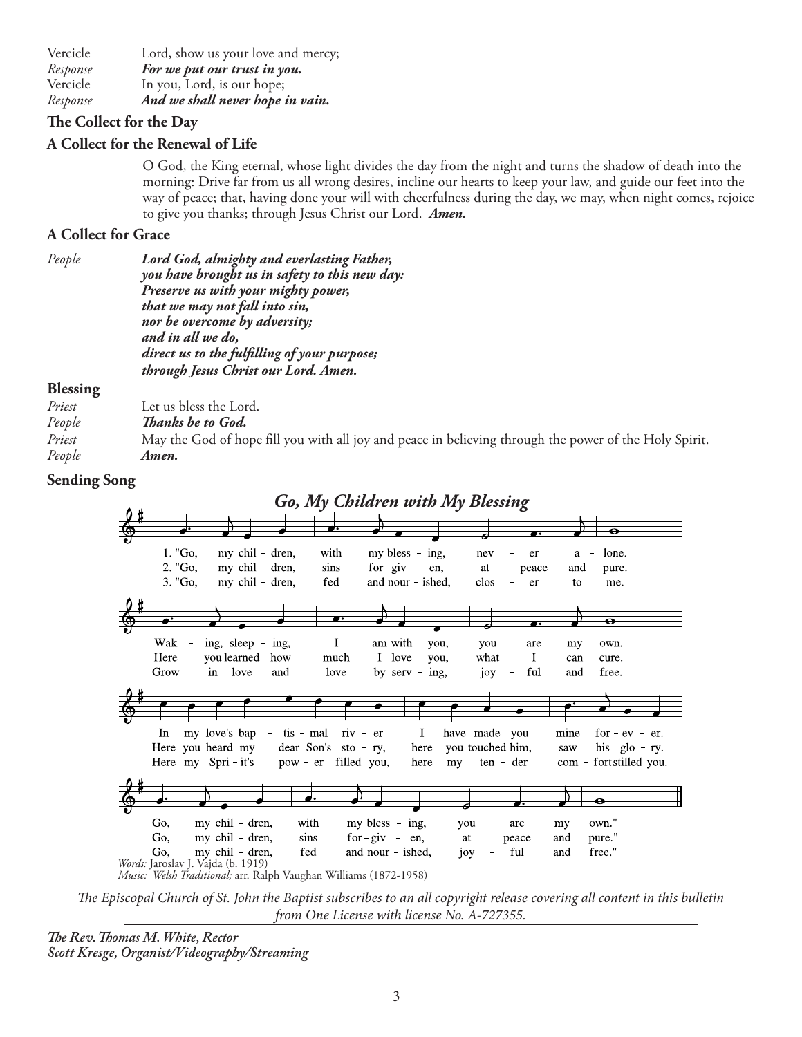| | |
|---|---|
| Vercicle | Lord, show us your love and mercy; |
| *Response* | ***For we put our trust in you.*** |
| Vercicle | In you, Lord, is our hope; |
| *Response* | ***And we shall never hope in vain.*** |

**The Collect for the Day**

**A Collect for the Renewal of Life**

O God, the King eternal, whose light divides the day from the night and turns the shadow of death into the morning: Drive far from us all wrong desires, incline our hearts to keep your law, and guide our feet into the way of peace; that, having done your will with cheerfulness during the day, we may, when night comes, rejoice to give you thanks; through Jesus Christ our Lord. ***Amen.***

**A Collect for Grace**

*People* ***Lord God, almighty and everlasting Father,***
***you have brought us in safety to this new day:***
***Preserve us with your mighty power,***
***that we may not fall into sin,***
***nor be overcome by adversity;***
***and in all we do,***
***direct us to the fulfilling of your purpose;***
***through Jesus Christ our Lord. Amen.***

**Blessing**

| | |
|---|---|
| *Priest* | Let us bless the Lord. |
| *People* | ***Thanks be to God.*** |
| *Priest* | May the God of hope fill you with all joy and peace in believing through the power of the Holy Spirit. |
| *People* | ***Amen.*** |

**Sending Song**

***Go, My Children with My Blessing***

1. "Go, my children, with my blessing, never alone.
Waking, sleeping, I am with you, you are my own.
In my love's baptismal river I have made you mine forever.
Go, my children, with my blessing, you are my own."

2. "Go, my children, sins forgiven, at peace and pure.
Here you learned how much I love you, what I can cure.
Here you heard my dear Son's story, here you touched him, saw his glory.
Go, my children, sins forgiven, at peace and pure."

3. "Go, my children, fed and nourished, closer to me.
Grow in love and love by serving, joyful and free.
Here my Spirit's power filled you, here my tender comfort stilled you.
Go, my children, fed and nourished, joyful and free."

*Words:* Jaroslav J. Vajda (b. 1919)
*Music: Welsh Traditional;* arr. Ralph Vaughan Williams (1872-1958)

*The Episcopal Church of St. John the Baptist subscribes to an all copyright release covering all content in this bulletin from One License with license No. A-727355.*

***The Rev. Thomas M. White, Rector***
***Scott Kresge, Organist/Videography/Streaming***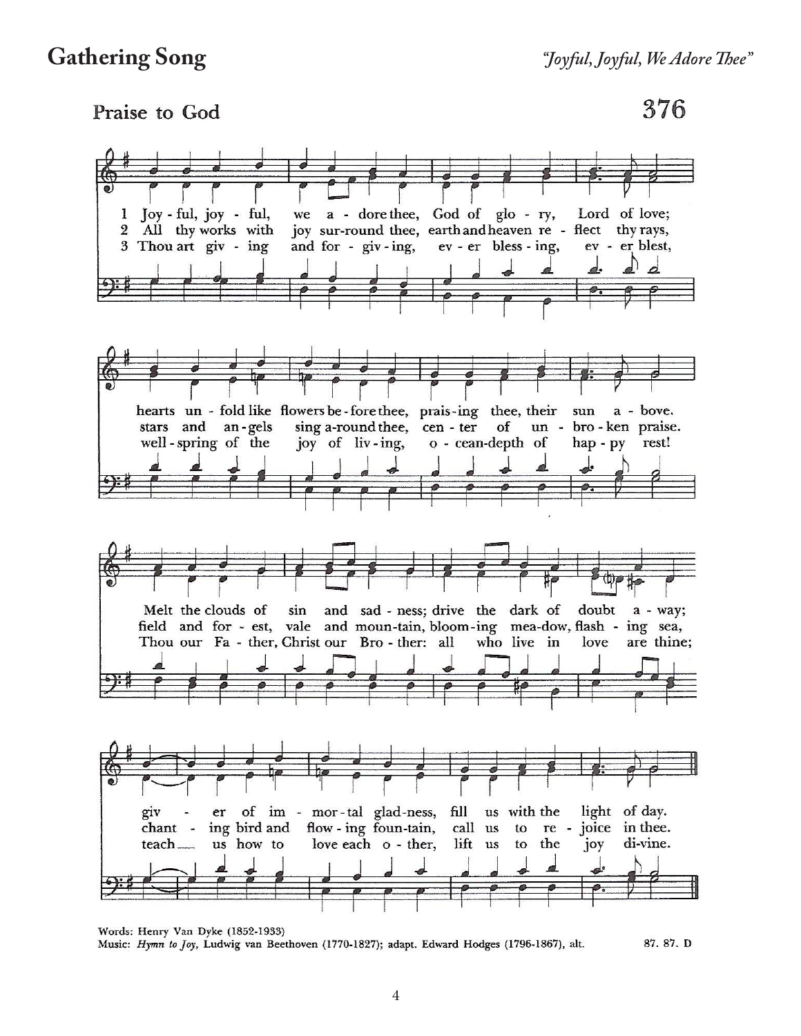## Gathering Song

*"Joyful, Joyful, We Adore Thee"*

Praise to God

376

1 Joy - ful, joy - ful, we a - dore thee, God of glo - ry, Lord of love;
2 All thy works with joy sur-round thee, earth and heaven re - flect thy rays,
3 Thou art giv - ing and for - giv - ing, ev - er bless - ing, ev - er blest,

hearts un - fold like flowers be - fore thee, prais - ing thee, their sun a - bove.
stars and an - gels sing a-round thee, cen - ter of un - bro - ken praise.
well - spring of the joy of liv - ing, o - cean-depth of hap - py rest!

Melt the clouds of sin and sad - ness; drive the dark of doubt a - way;
field and for - est, vale and moun-tain, bloom-ing mea-dow, flash - ing sea,
Thou our Fa - ther, Christ our Bro - ther: all who live in love are thine;

giv - er of im - mor - tal glad-ness, fill us with the light of day.
chant - ing bird and flow - ing foun-tain, call us to re - joice in thee.
teach us how to love each o - ther, lift us to the joy di-vine.

Words: Henry Van Dyke (1852-1933)
Music: *Hymn to Joy*, Ludwig van Beethoven (1770-1827); adapt. Edward Hodges (1796-1867), alt.

87. 87. D